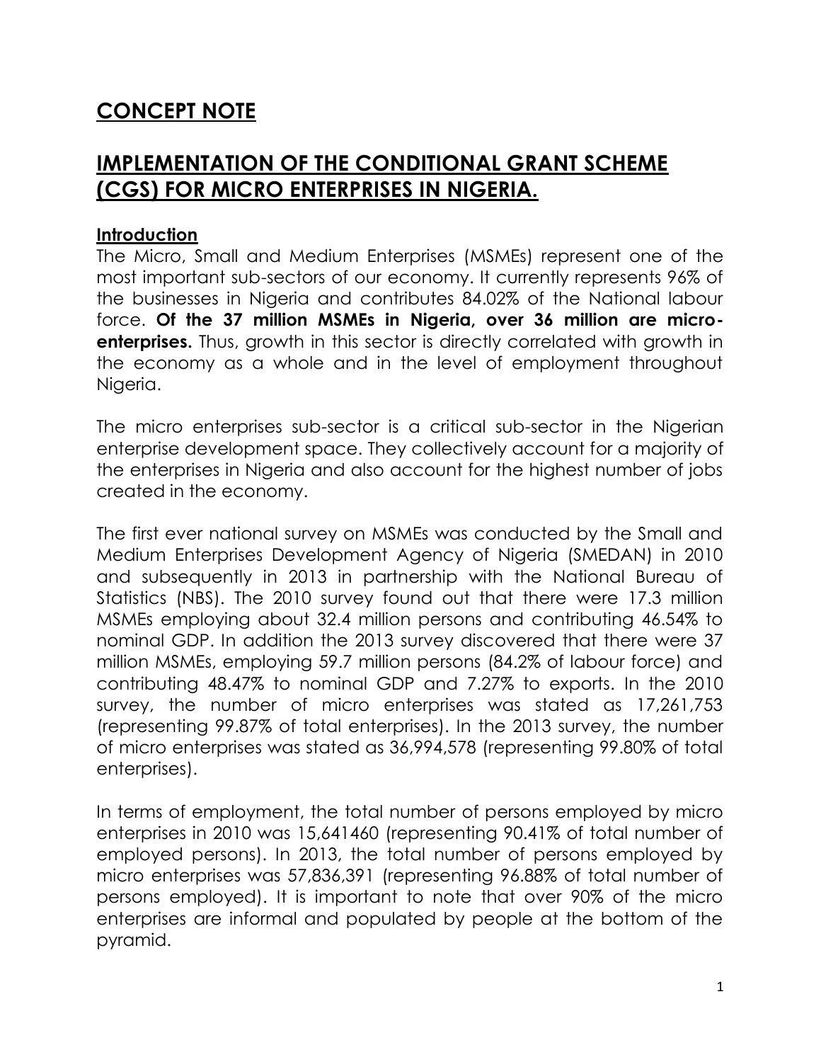# CONCEPT NOTE

# IMPLEMENTATION OF THE CONDITIONAL GRANT SCHEME (CGS) FOR MICRO ENTERPRISES IN NIGERIA.

## Introduction

The Micro, Small and Medium Enterprises (MSMEs) represent one of the most important sub-sectors of our economy. It currently represents 96% of the businesses in Nigeria and contributes 84.02% of the National labour force. **Of the 37 million MSMEs in Nigeria, over 36 million are micro-enterprises.** Thus, growth in this sector is directly correlated with growth in the economy as a whole and in the level of employment throughout Nigeria.

The micro enterprises sub-sector is a critical sub-sector in the Nigerian enterprise development space. They collectively account for a majority of the enterprises in Nigeria and also account for the highest number of jobs created in the economy.

The first ever national survey on MSMEs was conducted by the Small and Medium Enterprises Development Agency of Nigeria (SMEDAN) in 2010 and subsequently in 2013 in partnership with the National Bureau of Statistics (NBS). The 2010 survey found out that there were 17.3 million MSMEs employing about 32.4 million persons and contributing 46.54% to nominal GDP. In addition the 2013 survey discovered that there were 37 million MSMEs, employing 59.7 million persons (84.2% of labour force) and contributing 48.47% to nominal GDP and 7.27% to exports. In the 2010 survey, the number of micro enterprises was stated as 17,261,753 (representing 99.87% of total enterprises). In the 2013 survey, the number of micro enterprises was stated as 36,994,578 (representing 99.80% of total enterprises).

In terms of employment, the total number of persons employed by micro enterprises in 2010 was 15,641460 (representing 90.41% of total number of employed persons). In 2013, the total number of persons employed by micro enterprises was 57,836,391 (representing 96.88% of total number of persons employed). It is important to note that over 90% of the micro enterprises are informal and populated by people at the bottom of the pyramid.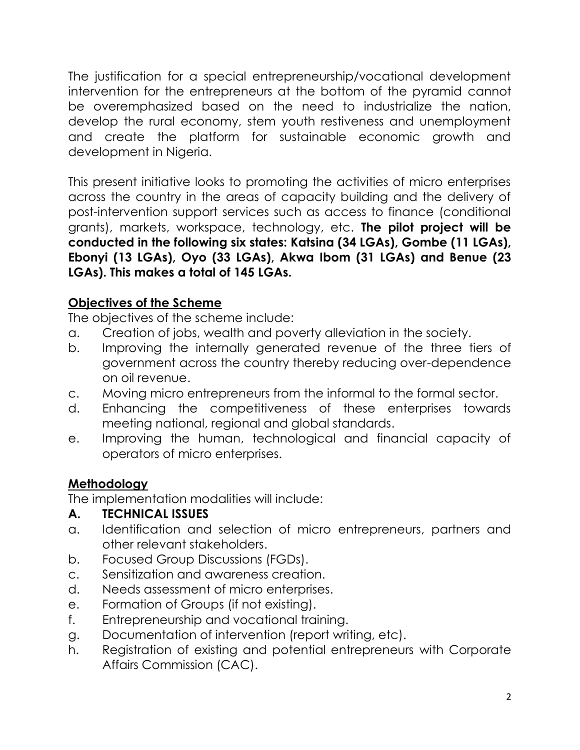The justification for a special entrepreneurship/vocational development intervention for the entrepreneurs at the bottom of the pyramid cannot be overemphasized based on the need to industrialize the nation, develop the rural economy, stem youth restiveness and unemployment and create the platform for sustainable economic growth and development in Nigeria.

This present initiative looks to promoting the activities of micro enterprises across the country in the areas of capacity building and the delivery of post-intervention support services such as access to finance (conditional grants), markets, workspace, technology, etc. **The pilot project will be conducted in the following six states: Katsina (34 LGAs), Gombe (11 LGAs), Ebonyi (13 LGAs), Oyo (33 LGAs), Akwa Ibom (31 LGAs) and Benue (23 LGAs). This makes a total of 145 LGAs.**

**Objectives of the Scheme**

The objectives of the scheme include:

a. Creation of jobs, wealth and poverty alleviation in the society.
b. Improving the internally generated revenue of the three tiers of government across the country thereby reducing over-dependence on oil revenue.
c. Moving micro entrepreneurs from the informal to the formal sector.
d. Enhancing the competitiveness of these enterprises towards meeting national, regional and global standards.
e. Improving the human, technological and financial capacity of operators of micro enterprises.

**Methodology**

The implementation modalities will include:

**A. TECHNICAL ISSUES**

a. Identification and selection of micro entrepreneurs, partners and other relevant stakeholders.
b. Focused Group Discussions (FGDs).
c. Sensitization and awareness creation.
d. Needs assessment of micro enterprises.
e. Formation of Groups (if not existing).
f. Entrepreneurship and vocational training.
g. Documentation of intervention (report writing, etc).
h. Registration of existing and potential entrepreneurs with Corporate Affairs Commission (CAC).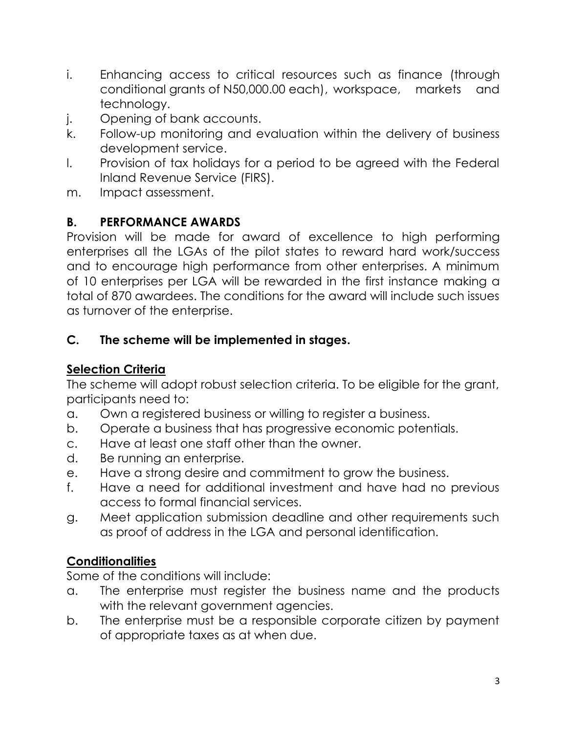i. Enhancing access to critical resources such as finance (through conditional grants of N50,000.00 each), workspace, markets and technology.
j. Opening of bank accounts.
k. Follow-up monitoring and evaluation within the delivery of business development service.
l. Provision of tax holidays for a period to be agreed with the Federal Inland Revenue Service (FIRS).
m. Impact assessment.

## B. PERFORMANCE AWARDS

Provision will be made for award of excellence to high performing enterprises all the LGAs of the pilot states to reward hard work/success and to encourage high performance from other enterprises. A minimum of 10 enterprises per LGA will be rewarded in the first instance making a total of 870 awardees. The conditions for the award will include such issues as turnover of the enterprise.

## C. The scheme will be implemented in stages.

### Selection Criteria

The scheme will adopt robust selection criteria. To be eligible for the grant, participants need to:

a. Own a registered business or willing to register a business.
b. Operate a business that has progressive economic potentials.
c. Have at least one staff other than the owner.
d. Be running an enterprise.
e. Have a strong desire and commitment to grow the business.
f. Have a need for additional investment and have had no previous access to formal financial services.
g. Meet application submission deadline and other requirements such as proof of address in the LGA and personal identification.

### Conditionalities

Some of the conditions will include:

a. The enterprise must register the business name and the products with the relevant government agencies.
b. The enterprise must be a responsible corporate citizen by payment of appropriate taxes as at when due.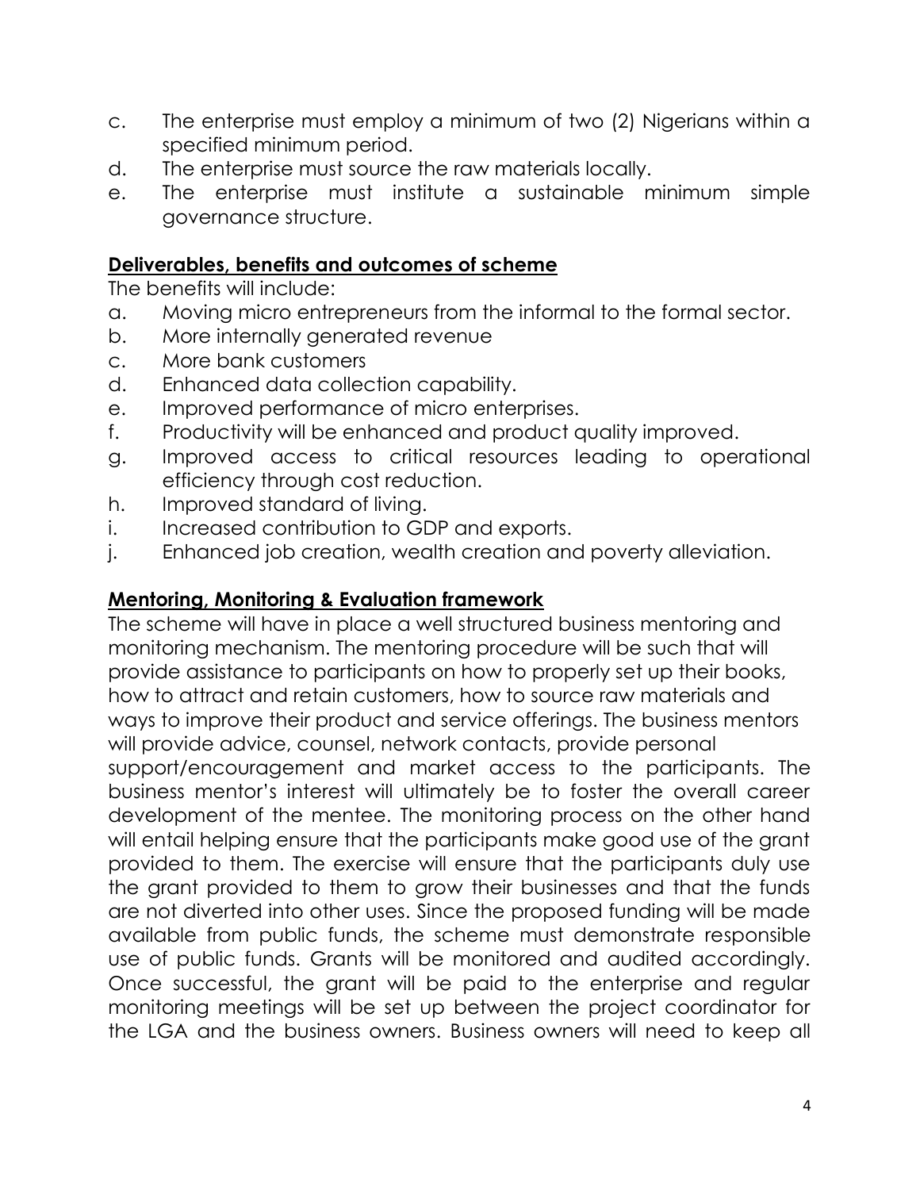c. The enterprise must employ a minimum of two (2) Nigerians within a specified minimum period.
d. The enterprise must source the raw materials locally.
e. The enterprise must institute a sustainable minimum simple governance structure.

**Deliverables, benefits and outcomes of scheme**

The benefits will include:

a. Moving micro entrepreneurs from the informal to the formal sector.
b. More internally generated revenue
c. More bank customers
d. Enhanced data collection capability.
e. Improved performance of micro enterprises.
f. Productivity will be enhanced and product quality improved.
g. Improved access to critical resources leading to operational efficiency through cost reduction.
h. Improved standard of living.
i. Increased contribution to GDP and exports.
j. Enhanced job creation, wealth creation and poverty alleviation.

**Mentoring, Monitoring & Evaluation framework**

The scheme will have in place a well structured business mentoring and monitoring mechanism. The mentoring procedure will be such that will provide assistance to participants on how to properly set up their books, how to attract and retain customers, how to source raw materials and ways to improve their product and service offerings. The business mentors will provide advice, counsel, network contacts, provide personal support/encouragement and market access to the participants. The business mentor's interest will ultimately be to foster the overall career development of the mentee. The monitoring process on the other hand will entail helping ensure that the participants make good use of the grant provided to them. The exercise will ensure that the participants duly use the grant provided to them to grow their businesses and that the funds are not diverted into other uses. Since the proposed funding will be made available from public funds, the scheme must demonstrate responsible use of public funds. Grants will be monitored and audited accordingly. Once successful, the grant will be paid to the enterprise and regular monitoring meetings will be set up between the project coordinator for the LGA and the business owners. Business owners will need to keep all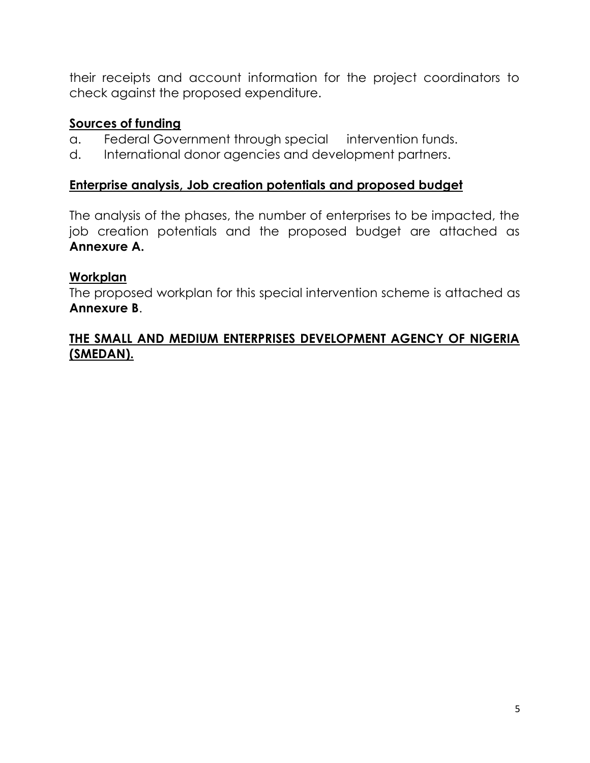their receipts and account information for the project coordinators to check against the proposed expenditure.

**Sources of funding**

a. Federal Government through special intervention funds.

d. International donor agencies and development partners.

**Enterprise analysis, Job creation potentials and proposed budget**

The analysis of the phases, the number of enterprises to be impacted, the job creation potentials and the proposed budget are attached as **Annexure A.**

**Workplan**

The proposed workplan for this special intervention scheme is attached as **Annexure B**.

**THE SMALL AND MEDIUM ENTERPRISES DEVELOPMENT AGENCY OF NIGERIA (SMEDAN).**